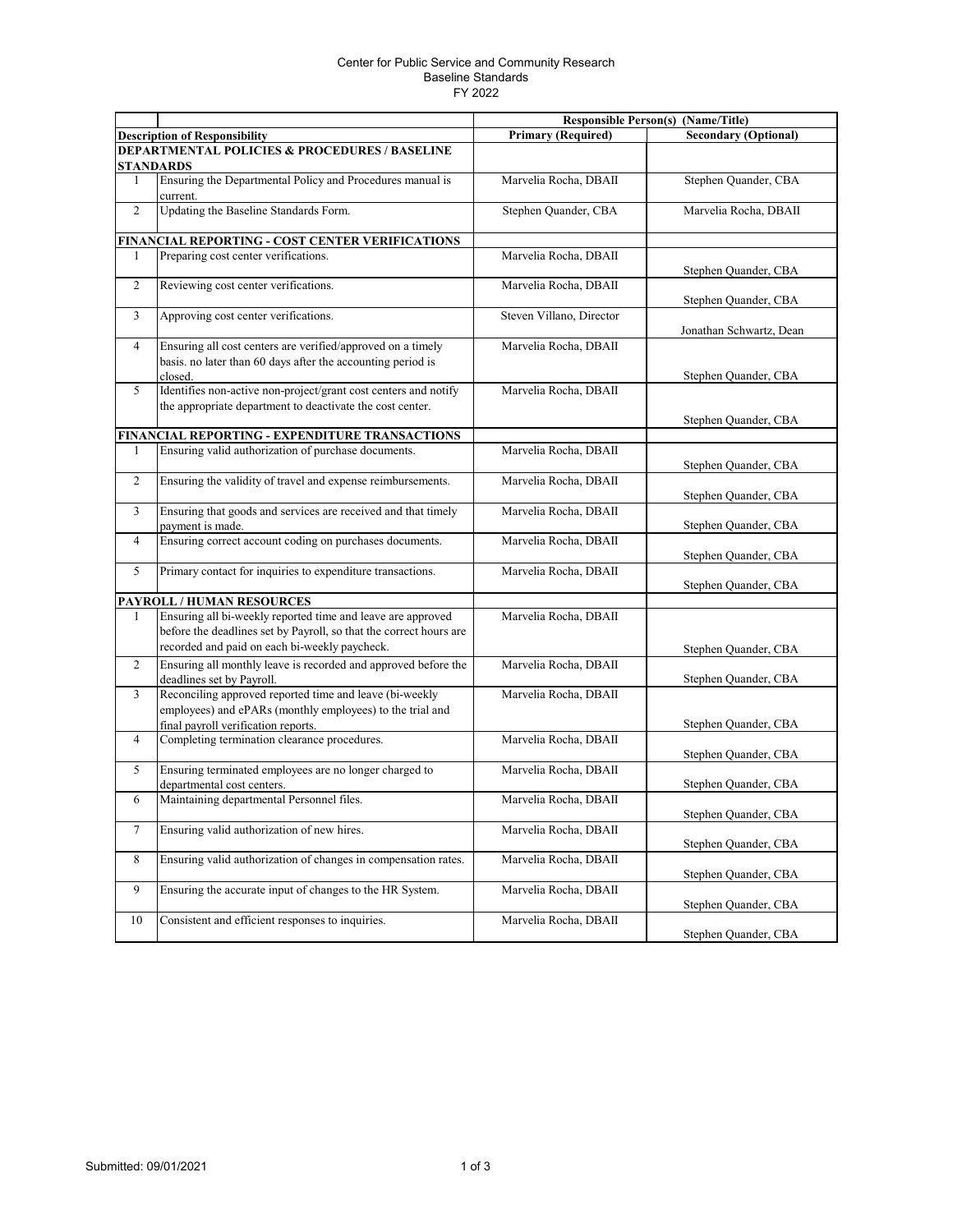Center for Public Service and Community Research
Baseline Standards
FY 2022

| | | Responsible Person(s) (Name/Title) | |
|---|---|---|---|
| **Description of Responsibility** | | **Primary (Required)** | **Secondary (Optional)** |
| **DEPARTMENTAL POLICIES & PROCEDURES / BASELINE STANDARDS** | | | |
| 1 | Ensuring the Departmental Policy and Procedures manual is current. | Marvelia Rocha, DBAII | Stephen Quander, CBA |
| 2 | Updating the Baseline Standards Form. | Stephen Quander, CBA | Marvelia Rocha, DBAII |
| **FINANCIAL REPORTING - COST CENTER VERIFICATIONS** | | | |
| 1 | Preparing cost center verifications. | Marvelia Rocha, DBAII | Stephen Quander, CBA |
| 2 | Reviewing cost center verifications. | Marvelia Rocha, DBAII | Stephen Quander, CBA |
| 3 | Approving cost center verifications. | Steven Villano, Director | Jonathan Schwartz, Dean |
| 4 | Ensuring all cost centers are verified/approved on a timely basis. no later than 60 days after the accounting period is closed. | Marvelia Rocha, DBAII | Stephen Quander, CBA |
| 5 | Identifies non-active non-project/grant cost centers and notify the appropriate department to deactivate the cost center. | Marvelia Rocha, DBAII | Stephen Quander, CBA |
| **FINANCIAL REPORTING - EXPENDITURE TRANSACTIONS** | | | |
| 1 | Ensuring valid authorization of purchase documents. | Marvelia Rocha, DBAII | Stephen Quander, CBA |
| 2 | Ensuring the validity of travel and expense reimbursements. | Marvelia Rocha, DBAII | Stephen Quander, CBA |
| 3 | Ensuring that goods and services are received and that timely payment is made. | Marvelia Rocha, DBAII | Stephen Quander, CBA |
| 4 | Ensuring correct account coding on purchases documents. | Marvelia Rocha, DBAII | Stephen Quander, CBA |
| 5 | Primary contact for inquiries to expenditure transactions. | Marvelia Rocha, DBAII | Stephen Quander, CBA |
| **PAYROLL / HUMAN RESOURCES** | | | |
| 1 | Ensuring all bi-weekly reported time and leave are approved before the deadlines set by Payroll, so that the correct hours are recorded and paid on each bi-weekly paycheck. | Marvelia Rocha, DBAII | Stephen Quander, CBA |
| 2 | Ensuring all monthly leave is recorded and approved before the deadlines set by Payroll. | Marvelia Rocha, DBAII | Stephen Quander, CBA |
| 3 | Reconciling approved reported time and leave (bi-weekly employees) and ePARs (monthly employees) to the trial and final payroll verification reports. | Marvelia Rocha, DBAII | Stephen Quander, CBA |
| 4 | Completing termination clearance procedures. | Marvelia Rocha, DBAII | Stephen Quander, CBA |
| 5 | Ensuring terminated employees are no longer charged to departmental cost centers. | Marvelia Rocha, DBAII | Stephen Quander, CBA |
| 6 | Maintaining departmental Personnel files. | Marvelia Rocha, DBAII | Stephen Quander, CBA |
| 7 | Ensuring valid authorization of new hires. | Marvelia Rocha, DBAII | Stephen Quander, CBA |
| 8 | Ensuring valid authorization of changes in compensation rates. | Marvelia Rocha, DBAII | Stephen Quander, CBA |
| 9 | Ensuring the accurate input of changes to the HR System. | Marvelia Rocha, DBAII | Stephen Quander, CBA |
| 10 | Consistent and efficient responses to inquiries. | Marvelia Rocha, DBAII | Stephen Quander, CBA |

Submitted: 09/01/2021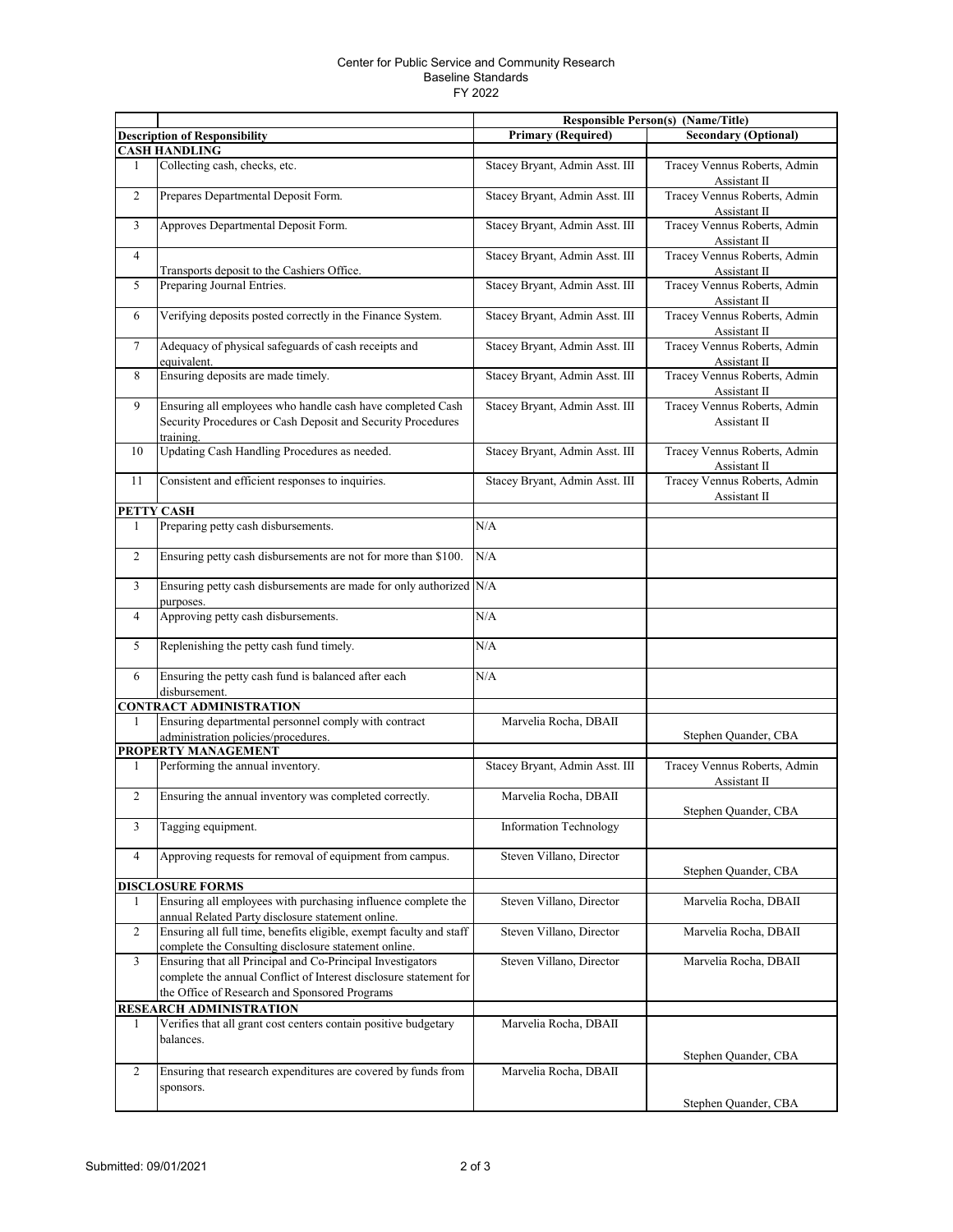Center for Public Service and Community Research
Baseline Standards
FY 2022

| | | Responsible Person(s) (Name/Title) | |
|---|---|---|---|
| **Description of Responsibility** | | **Primary (Required)** | **Secondary (Optional)** |
| **CASH HANDLING** | | | |
| 1 | Collecting cash, checks, etc. | Stacey Bryant, Admin Asst. III | Tracey Vennus Roberts, Admin Assistant II |
| 2 | Prepares Departmental Deposit Form. | Stacey Bryant, Admin Asst. III | Tracey Vennus Roberts, Admin Assistant II |
| 3 | Approves Departmental Deposit Form. | Stacey Bryant, Admin Asst. III | Tracey Vennus Roberts, Admin Assistant II |
| 4 | Transports deposit to the Cashiers Office. | Stacey Bryant, Admin Asst. III | Tracey Vennus Roberts, Admin Assistant II |
| 5 | Preparing Journal Entries. | Stacey Bryant, Admin Asst. III | Tracey Vennus Roberts, Admin Assistant II |
| 6 | Verifying deposits posted correctly in the Finance System. | Stacey Bryant, Admin Asst. III | Tracey Vennus Roberts, Admin Assistant II |
| 7 | Adequacy of physical safeguards of cash receipts and equivalent. | Stacey Bryant, Admin Asst. III | Tracey Vennus Roberts, Admin Assistant II |
| 8 | Ensuring deposits are made timely. | Stacey Bryant, Admin Asst. III | Tracey Vennus Roberts, Admin Assistant II |
| 9 | Ensuring all employees who handle cash have completed Cash Security Procedures or Cash Deposit and Security Procedures training. | Stacey Bryant, Admin Asst. III | Tracey Vennus Roberts, Admin Assistant II |
| 10 | Updating Cash Handling Procedures as needed. | Stacey Bryant, Admin Asst. III | Tracey Vennus Roberts, Admin Assistant II |
| 11 | Consistent and efficient responses to inquiries. | Stacey Bryant, Admin Asst. III | Tracey Vennus Roberts, Admin Assistant II |
| **PETTY CASH** | | | |
| 1 | Preparing petty cash disbursements. | N/A | |
| 2 | Ensuring petty cash disbursements are not for more than $100. | N/A | |
| 3 | Ensuring petty cash disbursements are made for only authorized purposes. | N/A | |
| 4 | Approving petty cash disbursements. | N/A | |
| 5 | Replenishing the petty cash fund timely. | N/A | |
| 6 | Ensuring the petty cash fund is balanced after each disbursement. | N/A | |
| **CONTRACT ADMINISTRATION** | | | |
| 1 | Ensuring departmental personnel comply with contract administration policies/procedures. | Marvelia Rocha, DBAII | Stephen Quander, CBA |
| **PROPERTY MANAGEMENT** | | | |
| 1 | Performing the annual inventory. | Stacey Bryant, Admin Asst. III | Tracey Vennus Roberts, Admin Assistant II |
| 2 | Ensuring the annual inventory was completed correctly. | Marvelia Rocha, DBAII | Stephen Quander, CBA |
| 3 | Tagging equipment. | Information Technology | |
| 4 | Approving requests for removal of equipment from campus. | Steven Villano, Director | Stephen Quander, CBA |
| **DISCLOSURE FORMS** | | | |
| 1 | Ensuring all employees with purchasing influence complete the annual Related Party disclosure statement online. | Steven Villano, Director | Marvelia Rocha, DBAII |
| 2 | Ensuring all full time, benefits eligible, exempt faculty and staff complete the Consulting disclosure statement online. | Steven Villano, Director | Marvelia Rocha, DBAII |
| 3 | Ensuring that all Principal and Co-Principal Investigators complete the annual Conflict of Interest disclosure statement for the Office of Research and Sponsored Programs | Steven Villano, Director | Marvelia Rocha, DBAII |
| **RESEARCH ADMINISTRATION** | | | |
| 1 | Verifies that all grant cost centers contain positive budgetary balances. | Marvelia Rocha, DBAII | Stephen Quander, CBA |
| 2 | Ensuring that research expenditures are covered by funds from sponsors. | Marvelia Rocha, DBAII | Stephen Quander, CBA |

Submitted: 09/01/2021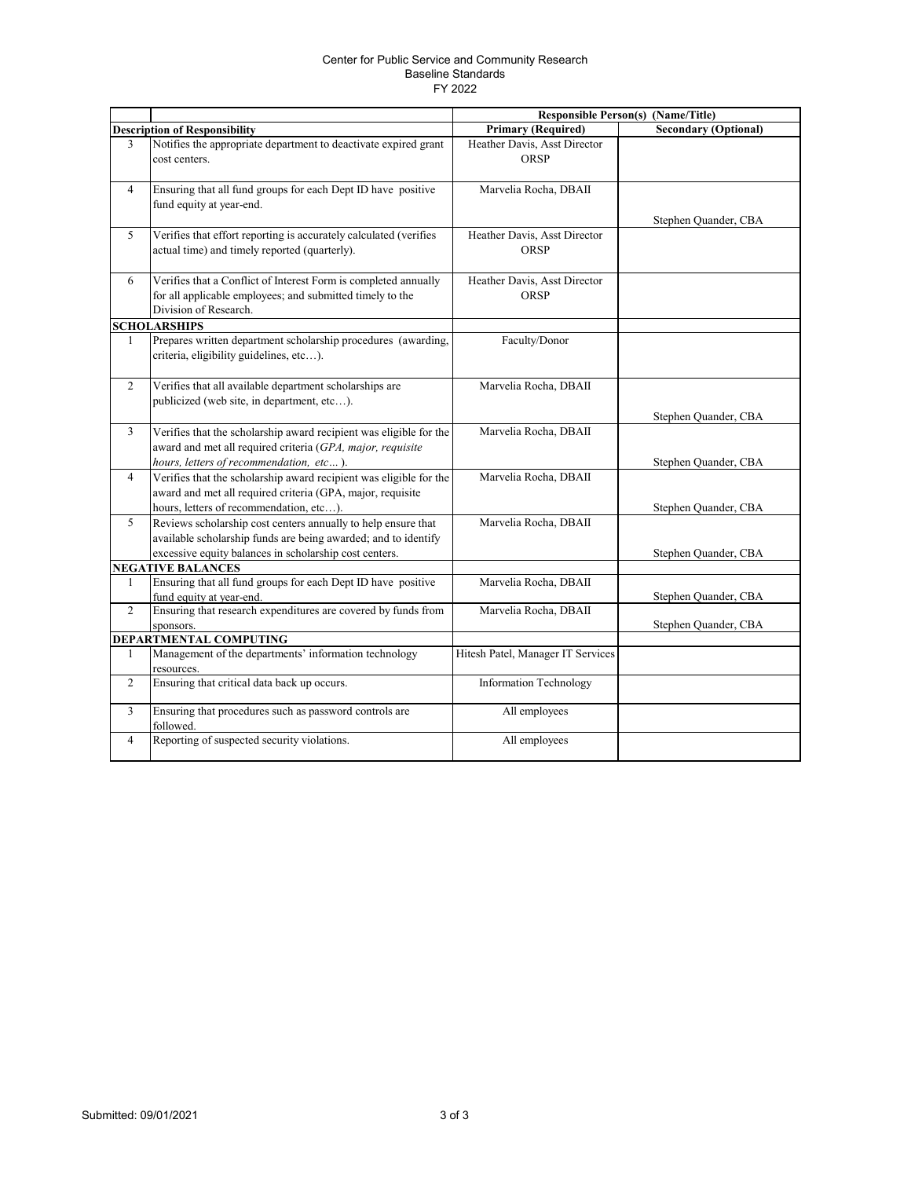Center for Public Service and Community Research
Baseline Standards
FY 2022

| | | Responsible Person(s) (Name/Title) | |
|---|---|---|---|
| **Description of Responsibility** | | **Primary (Required)** | **Secondary (Optional)** |
| 3 | Notifies the appropriate department to deactivate expired grant cost centers. | Heather Davis, Asst Director ORSP | |
| 4 | Ensuring that all fund groups for each Dept ID have positive fund equity at year-end. | Marvelia Rocha, DBAII | Stephen Quander, CBA |
| 5 | Verifies that effort reporting is accurately calculated (verifies actual time) and timely reported (quarterly). | Heather Davis, Asst Director ORSP | |
| 6 | Verifies that a Conflict of Interest Form is completed annually for all applicable employees; and submitted timely to the Division of Research. | Heather Davis, Asst Director ORSP | |
| **SCHOLARSHIPS** | | | |
| 1 | Prepares written department scholarship procedures (awarding, criteria, eligibility guidelines, etc…). | Faculty/Donor | |
| 2 | Verifies that all available department scholarships are publicized (web site, in department, etc…). | Marvelia Rocha, DBAII | Stephen Quander, CBA |
| 3 | Verifies that the scholarship award recipient was eligible for the award and met all required criteria (*GPA, major, requisite hours, letters of recommendation, etc…*). | Marvelia Rocha, DBAII | Stephen Quander, CBA |
| 4 | Verifies that the scholarship award recipient was eligible for the award and met all required criteria (GPA, major, requisite hours, letters of recommendation, etc…). | Marvelia Rocha, DBAII | Stephen Quander, CBA |
| 5 | Reviews scholarship cost centers annually to help ensure that available scholarship funds are being awarded; and to identify excessive equity balances in scholarship cost centers. | Marvelia Rocha, DBAII | Stephen Quander, CBA |
| **NEGATIVE BALANCES** | | | |
| 1 | Ensuring that all fund groups for each Dept ID have positive fund equity at year-end. | Marvelia Rocha, DBAII | Stephen Quander, CBA |
| 2 | Ensuring that research expenditures are covered by funds from sponsors. | Marvelia Rocha, DBAII | Stephen Quander, CBA |
| **DEPARTMENTAL COMPUTING** | | | |
| 1 | Management of the departments' information technology resources. | Hitesh Patel, Manager IT Services | |
| 2 | Ensuring that critical data back up occurs. | Information Technology | |
| 3 | Ensuring that procedures such as password controls are followed. | All employees | |
| 4 | Reporting of suspected security violations. | All employees | |

Submitted: 09/01/2021